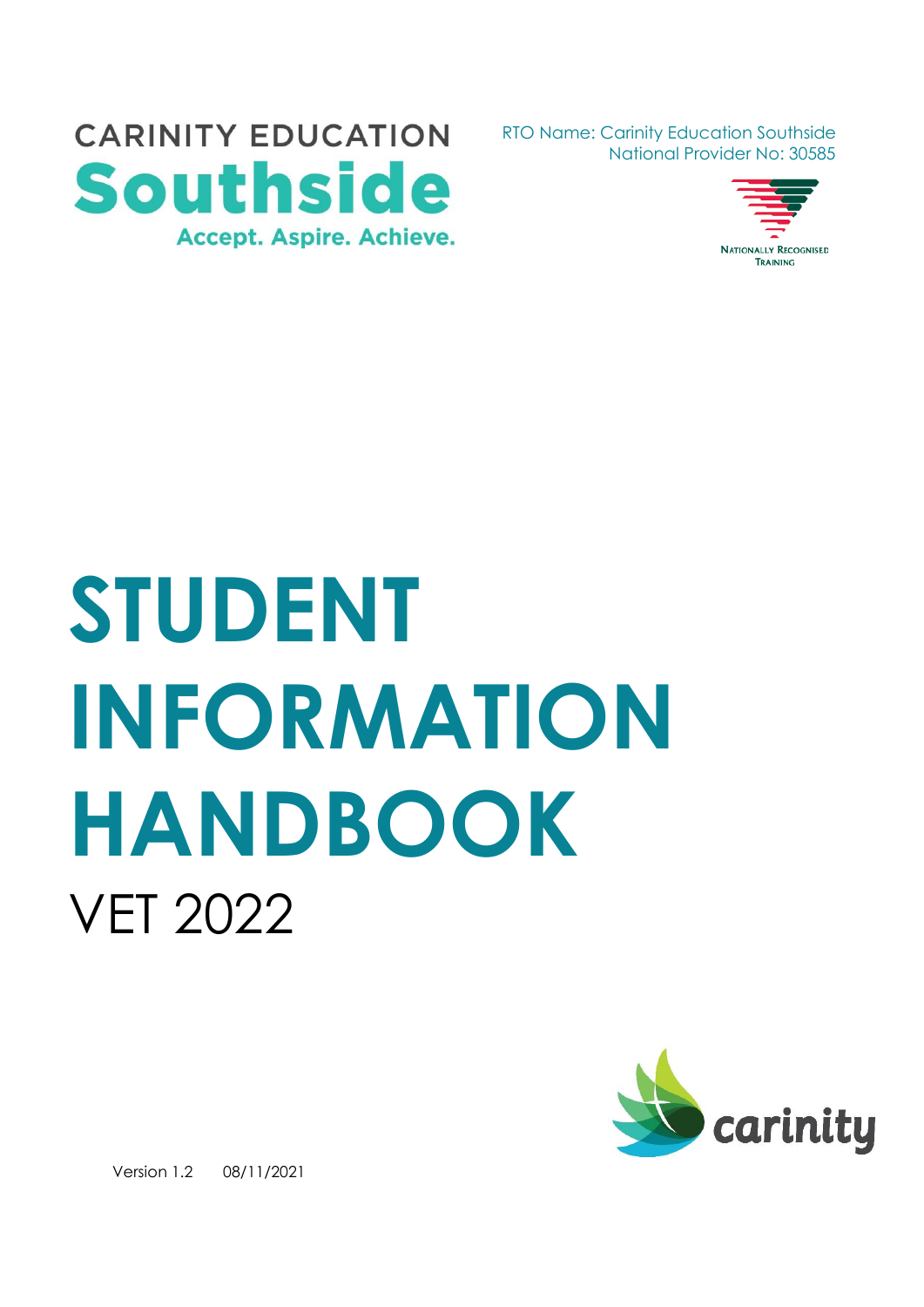CARINITY EDUCATION

**Southside**

Accept. Aspire. Achieve.

RTO Name: Carinity Education Southside
National Provider No: 30585

NATIONALLY RECOGNISED TRAINING

# STUDENT INFORMATION HANDBOOK

VET 2022

carinity

Version 1.2 08/11/2021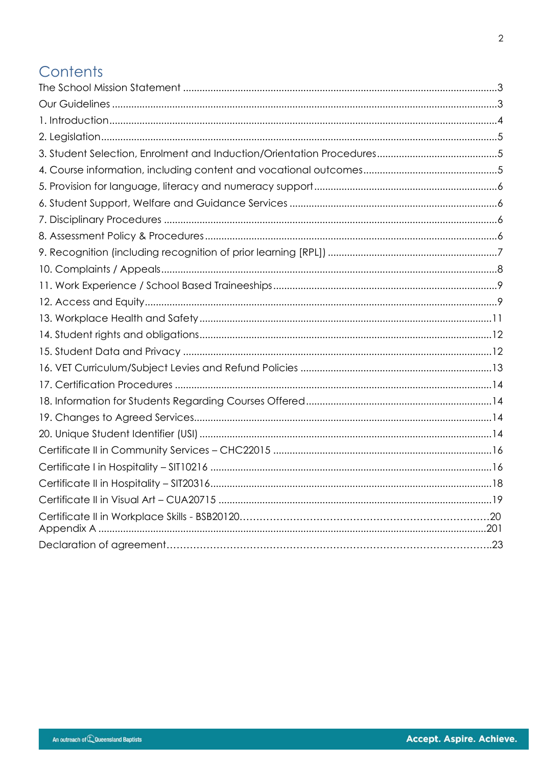# Contents

The School Mission Statement .......................................................................................................3

Our Guidelines ..............................................................................................................................3

1. Introduction.................................................................................................................................4

2. Legislation...................................................................................................................................5

3. Student Selection, Enrolment and Induction/Orientation Procedures...........................................5

4. Course information, including content and vocational outcomes................................................5

5. Provision for language, literacy and numeracy support..............................................................6

6. Student Support, Welfare and Guidance Services ......................................................................6

7. Disciplinary Procedures .............................................................................................................6

8. Assessment Policy & Procedures...............................................................................................6

9. Recognition (including recognition of prior learning [RPL]) .......................................................7

10. Complaints / Appeals..............................................................................................................8

11. Work Experience / School Based Traineeships........................................................................9

12. Access and Equity....................................................................................................................9

13. Workplace Health and Safety..................................................................................................11

14. Student rights and obligations.................................................................................................12

15. Student Data and Privacy .......................................................................................................12

16. VET Curriculum/Subject Levies and Refund Policies ...............................................................13

17. Certification Procedures ..........................................................................................................14

18. Information for Students Regarding Courses Offered...............................................................14

19. Changes to Agreed Services....................................................................................................14

20. Unique Student Identifier (USI) ...............................................................................................14

Certificate II in Community Services – CHC22015 ........................................................................16

Certificate I in Hospitality – SIT10216 ...........................................................................................16

Certificate II in Hospitality – SIT20316............................................................................................18

Certificate II in Visual Art – CUA20715 ..........................................................................................19

Certificate II in Workplace Skills - BSB20120……………………………………………………………….20

Appendix A ....................................................................................................................................201

Declaration of agreement……………………………………………………………………………………..23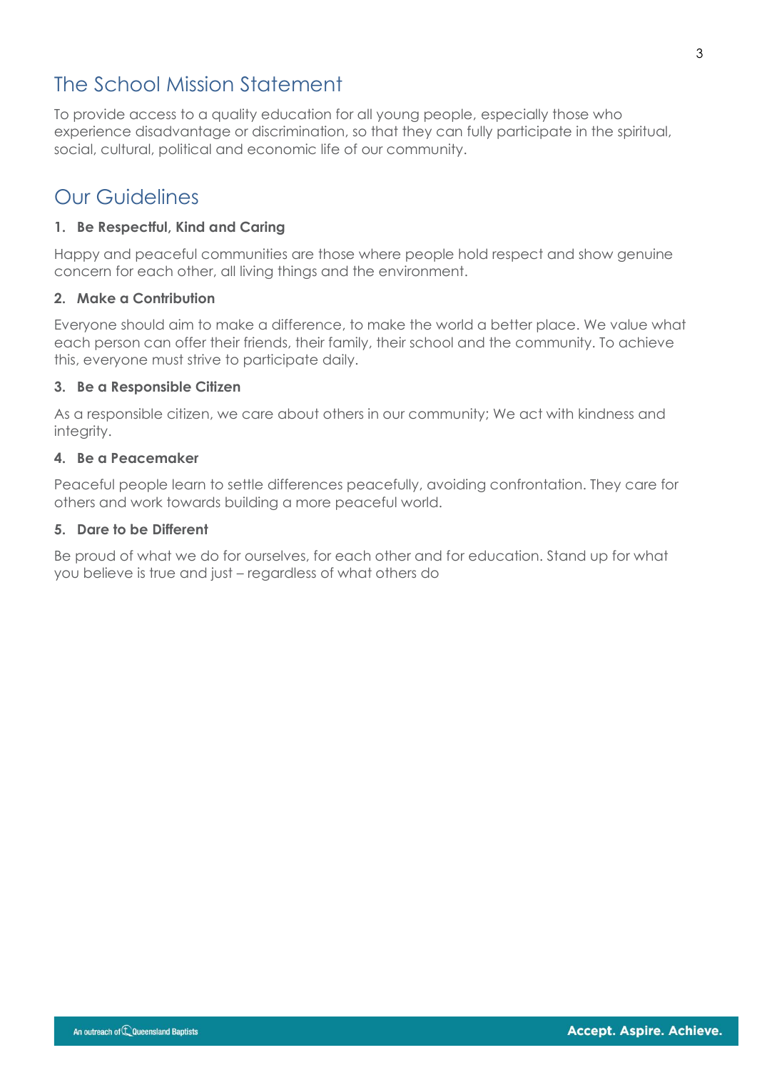## The School Mission Statement

To provide access to a quality education for all young people, especially those who experience disadvantage or discrimination, so that they can fully participate in the spiritual, social, cultural, political and economic life of our community.

## Our Guidelines

### 1. Be Respectful, Kind and Caring

Happy and peaceful communities are those where people hold respect and show genuine concern for each other, all living things and the environment.

### 2. Make a Contribution

Everyone should aim to make a difference, to make the world a better place. We value what each person can offer their friends, their family, their school and the community. To achieve this, everyone must strive to participate daily.

### 3. Be a Responsible Citizen

As a responsible citizen, we care about others in our community; We act with kindness and integrity.

### 4. Be a Peacemaker

Peaceful people learn to settle differences peacefully, avoiding confrontation. They care for others and work towards building a more peaceful world.

### 5. Dare to be Different

Be proud of what we do for ourselves, for each other and for education. Stand up for what you believe is true and just – regardless of what others do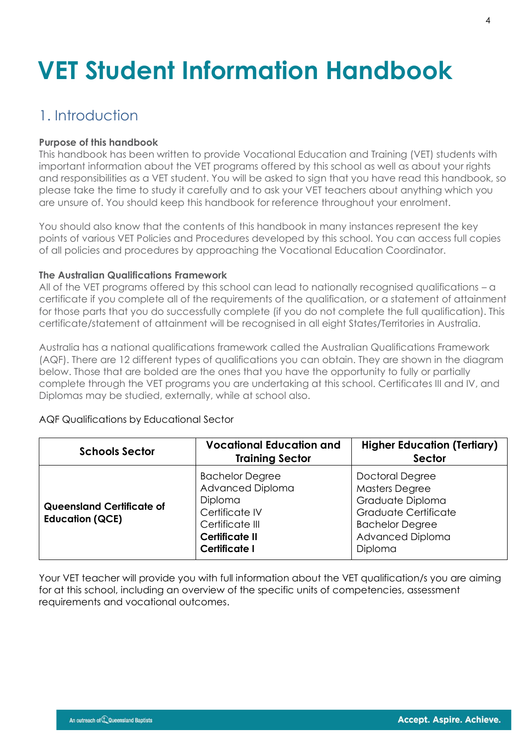# VET Student Information Handbook

## 1. Introduction

**Purpose of this handbook**

This handbook has been written to provide Vocational Education and Training (VET) students with important information about the VET programs offered by this school as well as about your rights and responsibilities as a VET student. You will be asked to sign that you have read this handbook, so please take the time to study it carefully and to ask your VET teachers about anything which you are unsure of. You should keep this handbook for reference throughout your enrolment.

You should also know that the contents of this handbook in many instances represent the key points of various VET Policies and Procedures developed by this school. You can access full copies of all policies and procedures by approaching the Vocational Education Coordinator.

**The Australian Qualifications Framework**

All of the VET programs offered by this school can lead to nationally recognised qualifications – a certificate if you complete all of the requirements of the qualification, or a statement of attainment for those parts that you do successfully complete (if you do not complete the full qualification). This certificate/statement of attainment will be recognised in all eight States/Territories in Australia.

Australia has a national qualifications framework called the Australian Qualifications Framework (AQF). There are 12 different types of qualifications you can obtain. They are shown in the diagram below. Those that are bolded are the ones that you have the opportunity to fully or partially complete through the VET programs you are undertaking at this school. Certificates III and IV, and Diplomas may be studied, externally, while at school also.

AQF Qualifications by Educational Sector

| Schools Sector | Vocational Education and Training Sector | Higher Education (Tertiary) Sector |
|---|---|---|
| **Queensland Certificate of Education (QCE)** | Bachelor Degree<br>Advanced Diploma<br>Diploma<br>Certificate IV<br>Certificate III<br>**Certificate II**<br>**Certificate I** | Doctoral Degree<br>Masters Degree<br>Graduate Diploma<br>Graduate Certificate<br>Bachelor Degree<br>Advanced Diploma<br>Diploma |

Your VET teacher will provide you with full information about the VET qualification/s you are aiming for at this school, including an overview of the specific units of competencies, assessment requirements and vocational outcomes.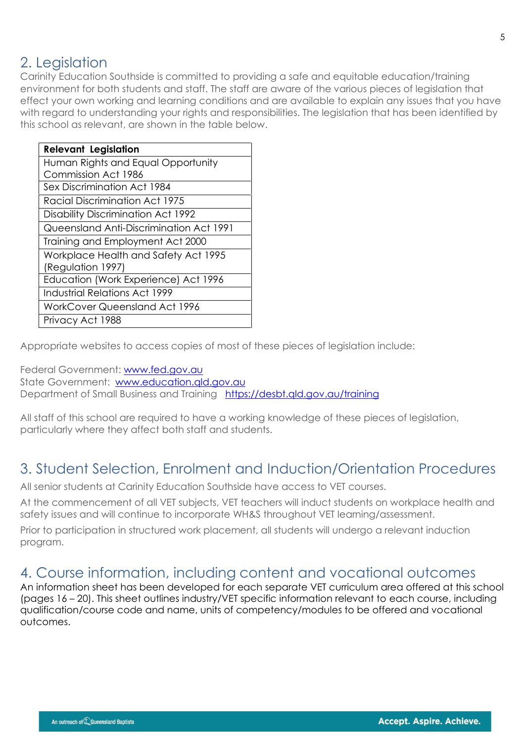## 2. Legislation

Carinity Education Southside is committed to providing a safe and equitable education/training environment for both students and staff. The staff are aware of the various pieces of legislation that effect your own working and learning conditions and are available to explain any issues that you have with regard to understanding your rights and responsibilities. The legislation that has been identified by this school as relevant, are shown in the table below.

| **Relevant Legislation** |
|---|
| Human Rights and Equal Opportunity Commission Act 1986 |
| Sex Discrimination Act 1984 |
| Racial Discrimination Act 1975 |
| Disability Discrimination Act 1992 |
| Queensland Anti-Discrimination Act 1991 |
| Training and Employment Act 2000 |
| Workplace Health and Safety Act 1995 (Regulation 1997) |
| Education (Work Experience) Act 1996 |
| Industrial Relations Act 1999 |
| WorkCover Queensland Act 1996 |
| Privacy Act 1988 |

Appropriate websites to access copies of most of these pieces of legislation include:

Federal Government: [www.fed.gov.au](http://www.fed.gov.au)
State Government: [www.education.qld.gov.au](http://www.education.qld.gov.au)
Department of Small Business and Training [https://desbt.qld.gov.au/training](https://desbt.qld.gov.au/training)

All staff of this school are required to have a working knowledge of these pieces of legislation, particularly where they affect both staff and students.

## 3. Student Selection, Enrolment and Induction/Orientation Procedures

All senior students at Carinity Education Southside have access to VET courses.

At the commencement of all VET subjects, VET teachers will induct students on workplace health and safety issues and will continue to incorporate WH&S throughout VET learning/assessment.

Prior to participation in structured work placement, all students will undergo a relevant induction program.

## 4. Course information, including content and vocational outcomes

An information sheet has been developed for each separate VET curriculum area offered at this school (pages 16 – 20). This sheet outlines industry/VET specific information relevant to each course, including qualification/course code and name, units of competency/modules to be offered and vocational outcomes.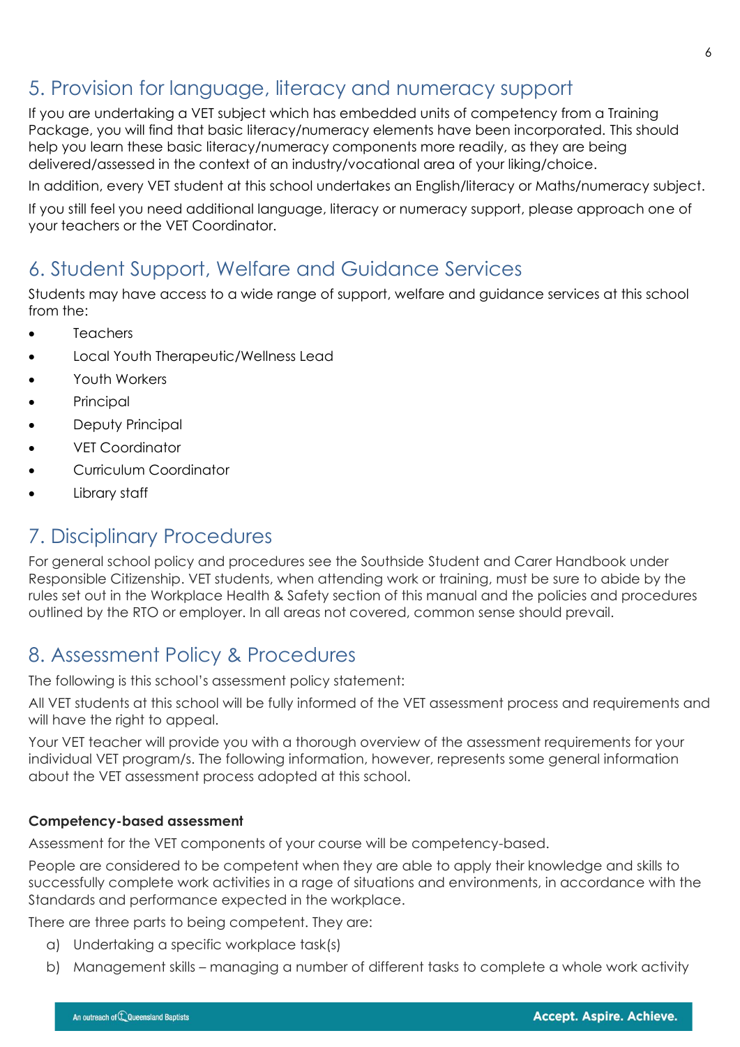## 5. Provision for language, literacy and numeracy support

If you are undertaking a VET subject which has embedded units of competency from a Training Package, you will find that basic literacy/numeracy elements have been incorporated. This should help you learn these basic literacy/numeracy components more readily, as they are being delivered/assessed in the context of an industry/vocational area of your liking/choice.

In addition, every VET student at this school undertakes an English/literacy or Maths/numeracy subject.

If you still feel you need additional language, literacy or numeracy support, please approach one of your teachers or the VET Coordinator.

## 6. Student Support, Welfare and Guidance Services

Students may have access to a wide range of support, welfare and guidance services at this school from the:

- Teachers
- Local Youth Therapeutic/Wellness Lead
- Youth Workers
- Principal
- Deputy Principal
- VET Coordinator
- Curriculum Coordinator
- Library staff

## 7. Disciplinary Procedures

For general school policy and procedures see the Southside Student and Carer Handbook under Responsible Citizenship. VET students, when attending work or training, must be sure to abide by the rules set out in the Workplace Health & Safety section of this manual and the policies and procedures outlined by the RTO or employer. In all areas not covered, common sense should prevail.

## 8. Assessment Policy & Procedures

The following is this school's assessment policy statement:

All VET students at this school will be fully informed of the VET assessment process and requirements and will have the right to appeal.

Your VET teacher will provide you with a thorough overview of the assessment requirements for your individual VET program/s. The following information, however, represents some general information about the VET assessment process adopted at this school.

**Competency-based assessment**

Assessment for the VET components of your course will be competency-based.

People are considered to be competent when they are able to apply their knowledge and skills to successfully complete work activities in a rage of situations and environments, in accordance with the Standards and performance expected in the workplace.

There are three parts to being competent. They are:

a) Undertaking a specific workplace task(s)
b) Management skills – managing a number of different tasks to complete a whole work activity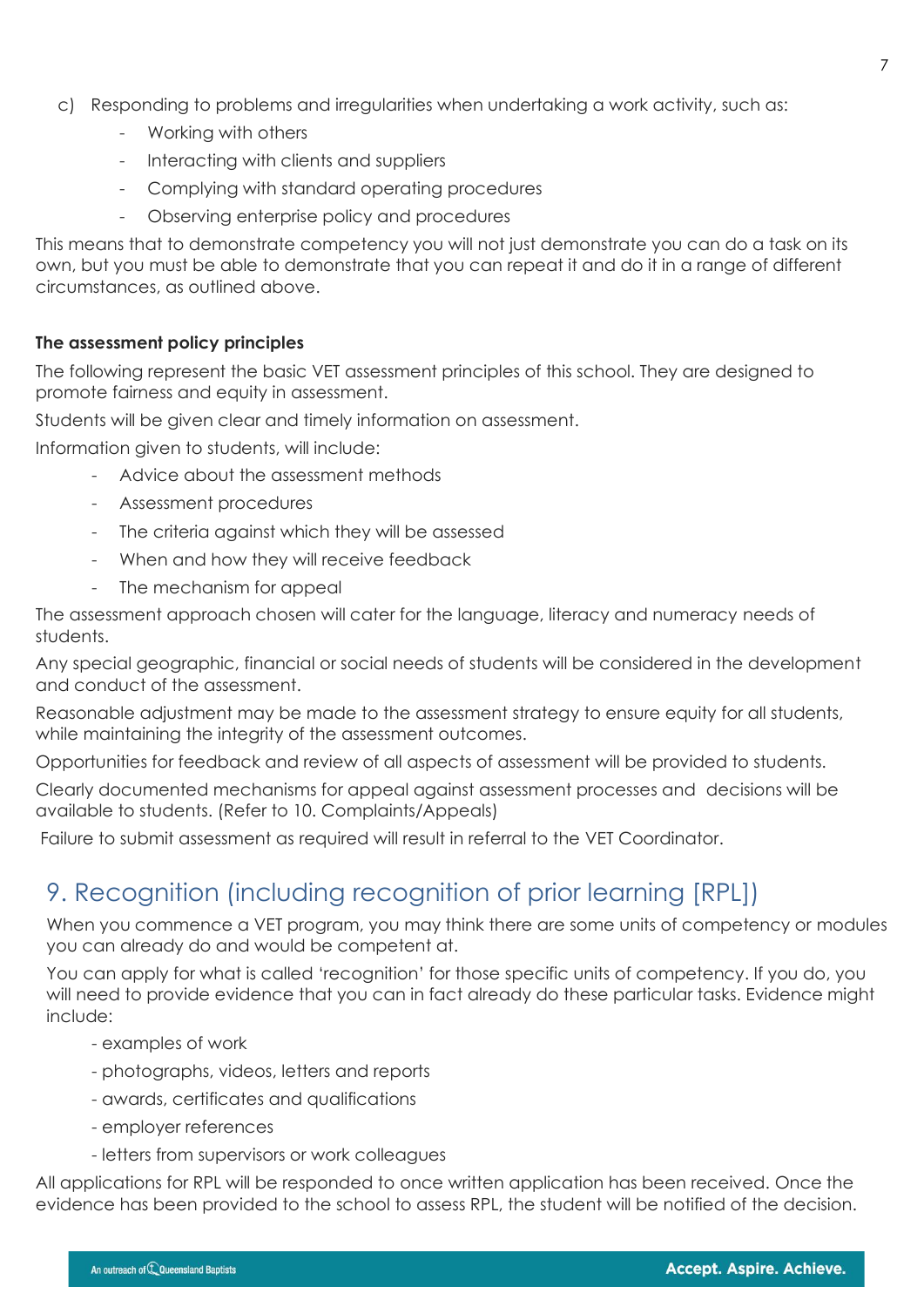c) Responding to problems and irregularities when undertaking a work activity, such as:

- Working with others
- Interacting with clients and suppliers
- Complying with standard operating procedures
- Observing enterprise policy and procedures

This means that to demonstrate competency you will not just demonstrate you can do a task on its own, but you must be able to demonstrate that you can repeat it and do it in a range of different circumstances, as outlined above.

**The assessment policy principles**

The following represent the basic VET assessment principles of this school. They are designed to promote fairness and equity in assessment.

Students will be given clear and timely information on assessment.

Information given to students, will include:

- Advice about the assessment methods
- Assessment procedures
- The criteria against which they will be assessed
- When and how they will receive feedback
- The mechanism for appeal

The assessment approach chosen will cater for the language, literacy and numeracy needs of students.

Any special geographic, financial or social needs of students will be considered in the development and conduct of the assessment.

Reasonable adjustment may be made to the assessment strategy to ensure equity for all students, while maintaining the integrity of the assessment outcomes.

Opportunities for feedback and review of all aspects of assessment will be provided to students.

Clearly documented mechanisms for appeal against assessment processes and decisions will be available to students. (Refer to 10. Complaints/Appeals)

Failure to submit assessment as required will result in referral to the VET Coordinator.

## 9. Recognition (including recognition of prior learning [RPL])

When you commence a VET program, you may think there are some units of competency or modules you can already do and would be competent at.

You can apply for what is called 'recognition' for those specific units of competency. If you do, you will need to provide evidence that you can in fact already do these particular tasks. Evidence might include:

- examples of work
- photographs, videos, letters and reports
- awards, certificates and qualifications
- employer references
- letters from supervisors or work colleagues

All applications for RPL will be responded to once written application has been received. Once the evidence has been provided to the school to assess RPL, the student will be notified of the decision.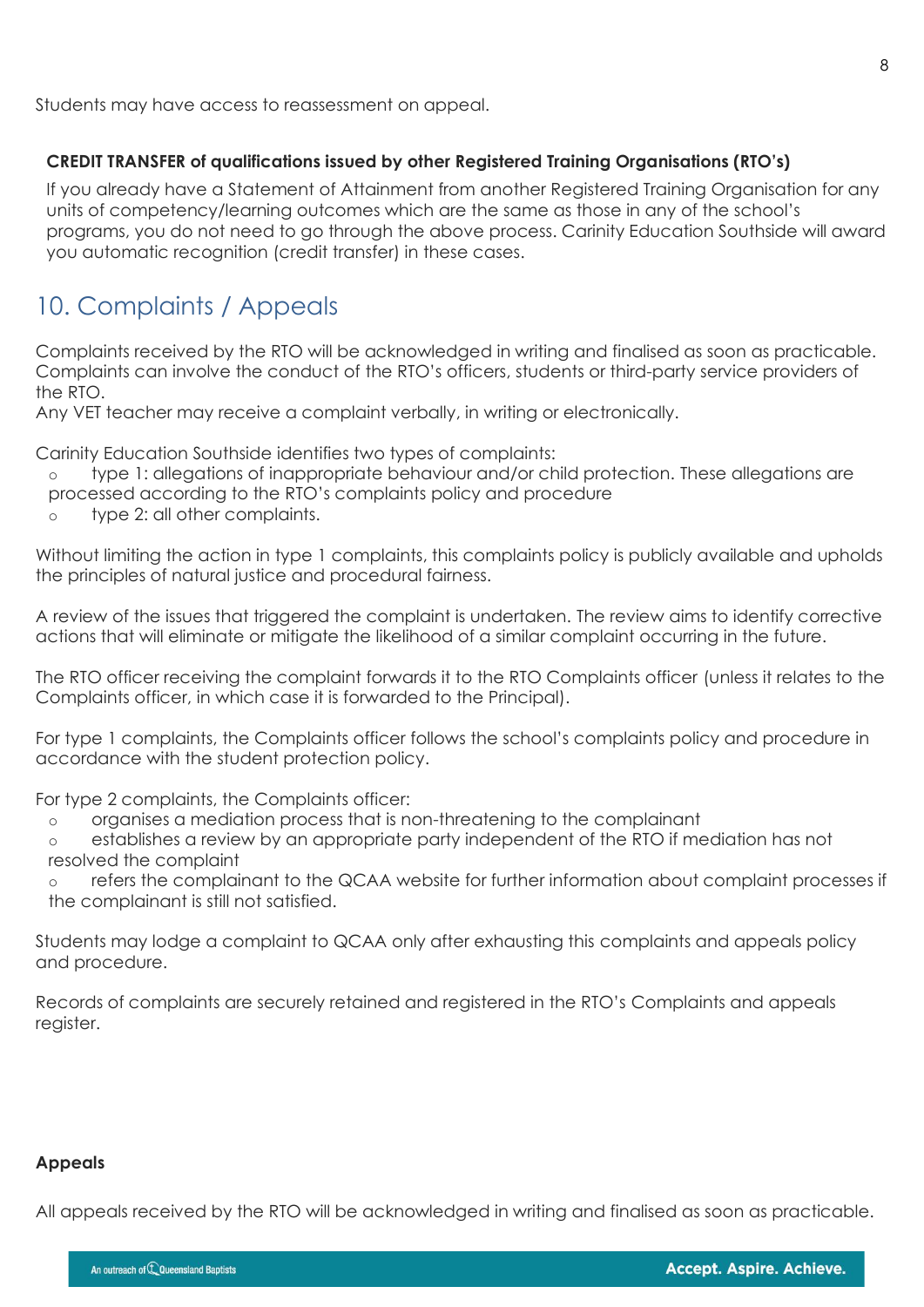Students may have access to reassessment on appeal.

**CREDIT TRANSFER of qualifications issued by other Registered Training Organisations (RTO's)**

If you already have a Statement of Attainment from another Registered Training Organisation for any units of competency/learning outcomes which are the same as those in any of the school's programs, you do not need to go through the above process. Carinity Education Southside will award you automatic recognition (credit transfer) in these cases.

## 10. Complaints / Appeals

Complaints received by the RTO will be acknowledged in writing and finalised as soon as practicable. Complaints can involve the conduct of the RTO's officers, students or third-party service providers of the RTO.

Any VET teacher may receive a complaint verbally, in writing or electronically.

Carinity Education Southside identifies two types of complaints:

- type 1: allegations of inappropriate behaviour and/or child protection. These allegations are processed according to the RTO's complaints policy and procedure
- type 2: all other complaints.

Without limiting the action in type 1 complaints, this complaints policy is publicly available and upholds the principles of natural justice and procedural fairness.

A review of the issues that triggered the complaint is undertaken. The review aims to identify corrective actions that will eliminate or mitigate the likelihood of a similar complaint occurring in the future.

The RTO officer receiving the complaint forwards it to the RTO Complaints officer (unless it relates to the Complaints officer, in which case it is forwarded to the Principal).

For type 1 complaints, the Complaints officer follows the school's complaints policy and procedure in accordance with the student protection policy.

For type 2 complaints, the Complaints officer:

- organises a mediation process that is non-threatening to the complainant
- establishes a review by an appropriate party independent of the RTO if mediation has not resolved the complaint
- refers the complainant to the QCAA website for further information about complaint processes if the complainant is still not satisfied.

Students may lodge a complaint to QCAA only after exhausting this complaints and appeals policy and procedure.

Records of complaints are securely retained and registered in the RTO's Complaints and appeals register.

**Appeals**

All appeals received by the RTO will be acknowledged in writing and finalised as soon as practicable.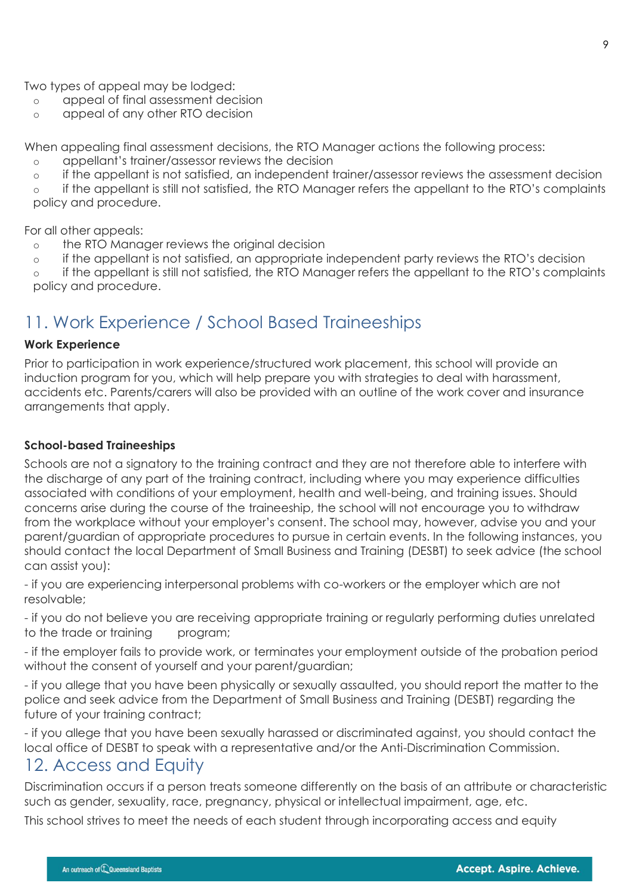Two types of appeal may be lodged:

- appeal of final assessment decision
- appeal of any other RTO decision

When appealing final assessment decisions, the RTO Manager actions the following process:

- appellant's trainer/assessor reviews the decision
- if the appellant is not satisfied, an independent trainer/assessor reviews the assessment decision
- if the appellant is still not satisfied, the RTO Manager refers the appellant to the RTO's complaints policy and procedure.

For all other appeals:

- the RTO Manager reviews the original decision
- if the appellant is not satisfied, an appropriate independent party reviews the RTO's decision
- if the appellant is still not satisfied, the RTO Manager refers the appellant to the RTO's complaints policy and procedure.

## 11. Work Experience / School Based Traineeships

**Work Experience**

Prior to participation in work experience/structured work placement, this school will provide an induction program for you, which will help prepare you with strategies to deal with harassment, accidents etc. Parents/carers will also be provided with an outline of the work cover and insurance arrangements that apply.

**School-based Traineeships**

Schools are not a signatory to the training contract and they are not therefore able to interfere with the discharge of any part of the training contract, including where you may experience difficulties associated with conditions of your employment, health and well-being, and training issues. Should concerns arise during the course of the traineeship, the school will not encourage you to withdraw from the workplace without your employer's consent. The school may, however, advise you and your parent/guardian of appropriate procedures to pursue in certain events. In the following instances, you should contact the local Department of Small Business and Training (DESBT) to seek advice (the school can assist you):

- if you are experiencing interpersonal problems with co-workers or the employer which are not resolvable;
- if you do not believe you are receiving appropriate training or regularly performing duties unrelated to the trade or training program;
- if the employer fails to provide work, or terminates your employment outside of the probation period without the consent of yourself and your parent/guardian;
- if you allege that you have been physically or sexually assaulted, you should report the matter to the police and seek advice from the Department of Small Business and Training (DESBT) regarding the future of your training contract;
- if you allege that you have been sexually harassed or discriminated against, you should contact the local office of DESBT to speak with a representative and/or the Anti-Discrimination Commission.

## 12. Access and Equity

Discrimination occurs if a person treats someone differently on the basis of an attribute or characteristic such as gender, sexuality, race, pregnancy, physical or intellectual impairment, age, etc.

This school strives to meet the needs of each student through incorporating access and equity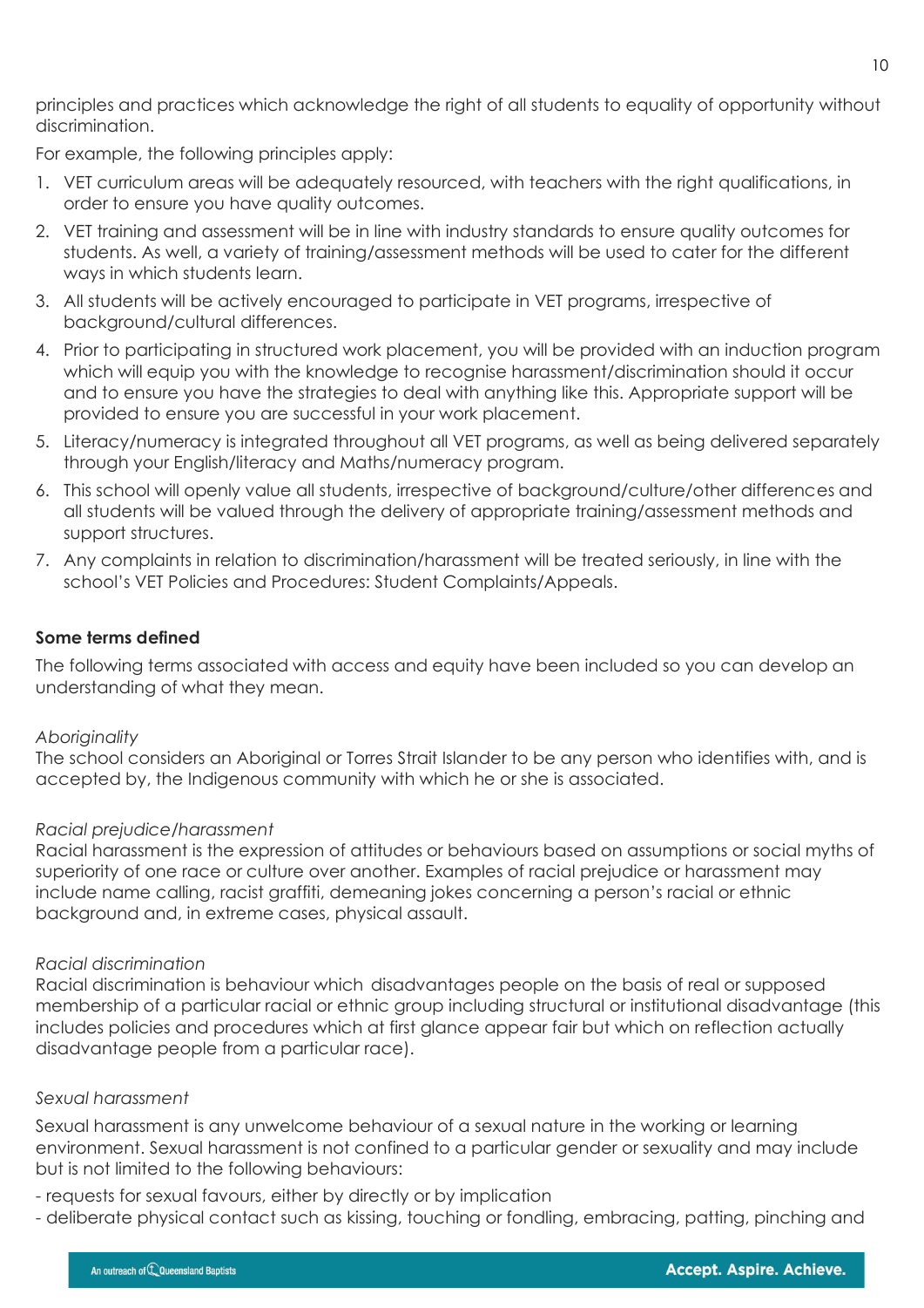principles and practices which acknowledge the right of all students to equality of opportunity without discrimination.

For example, the following principles apply:

1. VET curriculum areas will be adequately resourced, with teachers with the right qualifications, in order to ensure you have quality outcomes.
2. VET training and assessment will be in line with industry standards to ensure quality outcomes for students. As well, a variety of training/assessment methods will be used to cater for the different ways in which students learn.
3. All students will be actively encouraged to participate in VET programs, irrespective of background/cultural differences.
4. Prior to participating in structured work placement, you will be provided with an induction program which will equip you with the knowledge to recognise harassment/discrimination should it occur and to ensure you have the strategies to deal with anything like this. Appropriate support will be provided to ensure you are successful in your work placement.
5. Literacy/numeracy is integrated throughout all VET programs, as well as being delivered separately through your English/literacy and Maths/numeracy program.
6. This school will openly value all students, irrespective of background/culture/other differences and all students will be valued through the delivery of appropriate training/assessment methods and support structures.
7. Any complaints in relation to discrimination/harassment will be treated seriously, in line with the school's VET Policies and Procedures: Student Complaints/Appeals.

**Some terms defined**

The following terms associated with access and equity have been included so you can develop an understanding of what they mean.

*Aboriginality*

The school considers an Aboriginal or Torres Strait Islander to be any person who identifies with, and is accepted by, the Indigenous community with which he or she is associated.

*Racial prejudice/harassment*

Racial harassment is the expression of attitudes or behaviours based on assumptions or social myths of superiority of one race or culture over another. Examples of racial prejudice or harassment may include name calling, racist graffiti, demeaning jokes concerning a person's racial or ethnic background and, in extreme cases, physical assault.

*Racial discrimination*

Racial discrimination is behaviour which disadvantages people on the basis of real or supposed membership of a particular racial or ethnic group including structural or institutional disadvantage (this includes policies and procedures which at first glance appear fair but which on reflection actually disadvantage people from a particular race).

*Sexual harassment*

Sexual harassment is any unwelcome behaviour of a sexual nature in the working or learning environment. Sexual harassment is not confined to a particular gender or sexuality and may include but is not limited to the following behaviours:

- requests for sexual favours, either by directly or by implication
- deliberate physical contact such as kissing, touching or fondling, embracing, patting, pinching and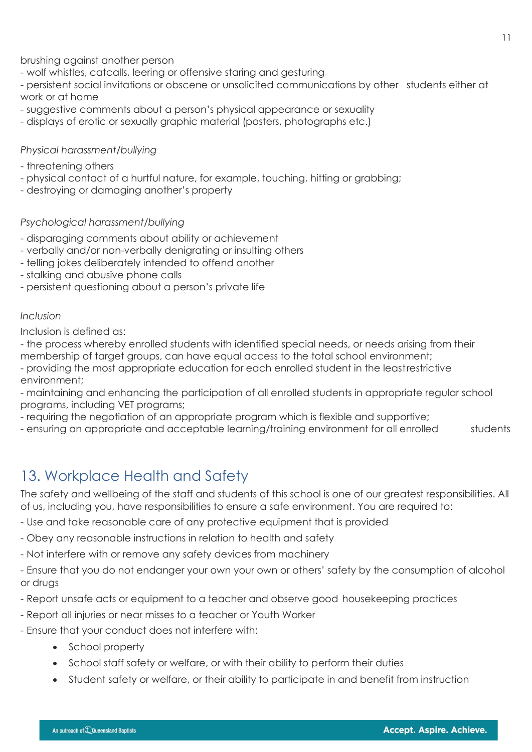brushing against another person

- wolf whistles, catcalls, leering or offensive staring and gesturing
- persistent social invitations or obscene or unsolicited communications by other students either at work or at home
- suggestive comments about a person's physical appearance or sexuality
- displays of erotic or sexually graphic material (posters, photographs etc.)

*Physical harassment/bullying*

- threatening others
- physical contact of a hurtful nature, for example, touching, hitting or grabbing;
- destroying or damaging another's property

*Psychological harassment/bullying*

- disparaging comments about ability or achievement
- verbally and/or non-verbally denigrating or insulting others
- telling jokes deliberately intended to offend another
- stalking and abusive phone calls
- persistent questioning about a person's private life

*Inclusion*

Inclusion is defined as:

- the process whereby enrolled students with identified special needs, or needs arising from their membership of target groups, can have equal access to the total school environment;
- providing the most appropriate education for each enrolled student in the leastrestrictive environment;
- maintaining and enhancing the participation of all enrolled students in appropriate regular school programs, including VET programs;
- requiring the negotiation of an appropriate program which is flexible and supportive;
- ensuring an appropriate and acceptable learning/training environment for all enrolled students

## 13. Workplace Health and Safety

The safety and wellbeing of the staff and students of this school is one of our greatest responsibilities. All of us, including you, have responsibilities to ensure a safe environment. You are required to:

- Use and take reasonable care of any protective equipment that is provided
- Obey any reasonable instructions in relation to health and safety
- Not interfere with or remove any safety devices from machinery
- Ensure that you do not endanger your own your own or others' safety by the consumption of alcohol or drugs
- Report unsafe acts or equipment to a teacher and observe good housekeeping practices
- Report all injuries or near misses to a teacher or Youth Worker
- Ensure that your conduct does not interfere with:
    - School property
    - School staff safety or welfare, or with their ability to perform their duties
    - Student safety or welfare, or their ability to participate in and benefit from instruction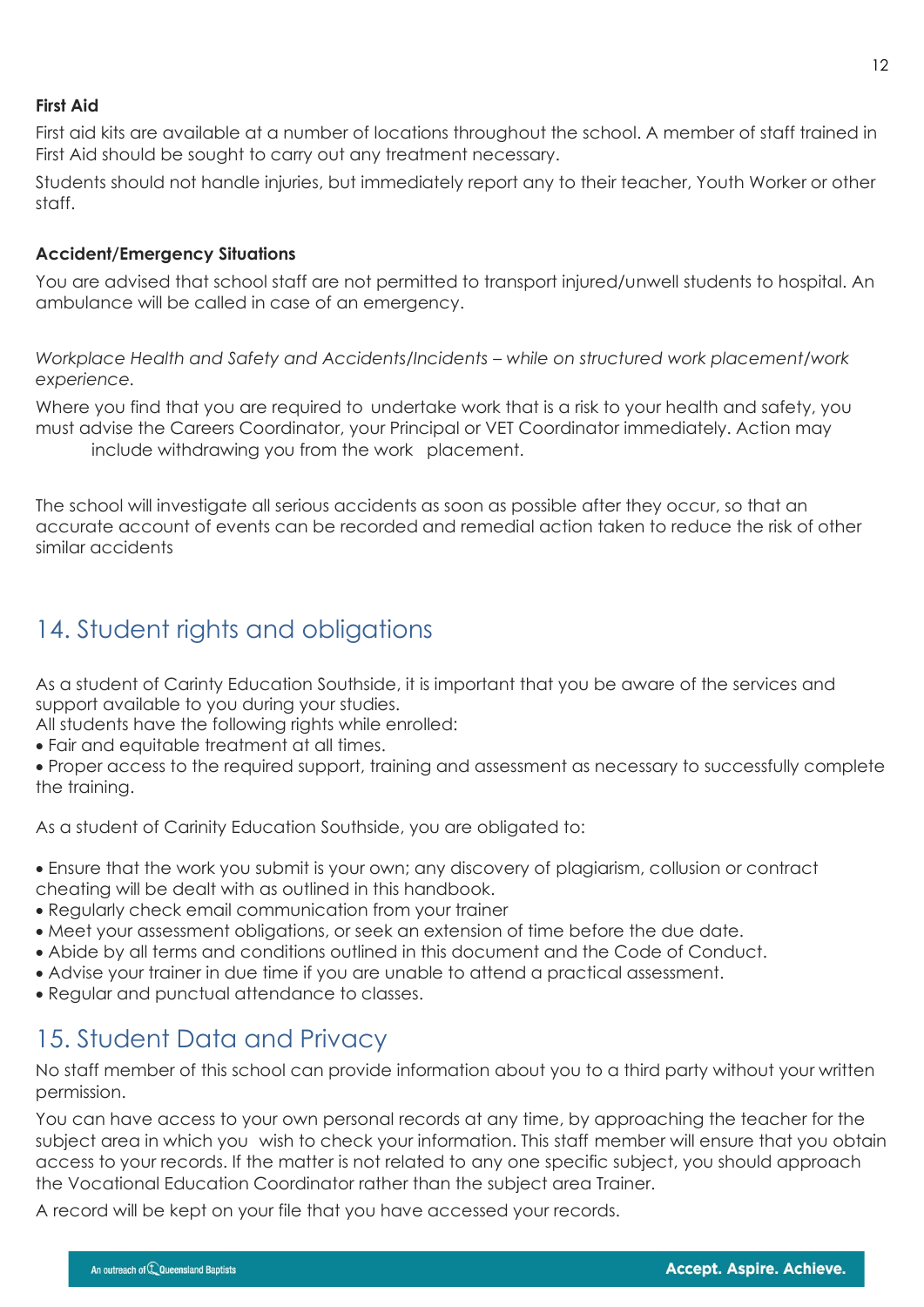**First Aid**

First aid kits are available at a number of locations throughout the school. A member of staff trained in First Aid should be sought to carry out any treatment necessary.

Students should not handle injuries, but immediately report any to their teacher, Youth Worker or other staff.

**Accident/Emergency Situations**

You are advised that school staff are not permitted to transport injured/unwell students to hospital. An ambulance will be called in case of an emergency.

*Workplace Health and Safety and Accidents/Incidents – while on structured work placement/work experience.*

Where you find that you are required to undertake work that is a risk to your health and safety, you must advise the Careers Coordinator, your Principal or VET Coordinator immediately. Action may include withdrawing you from the work placement.

The school will investigate all serious accidents as soon as possible after they occur, so that an accurate account of events can be recorded and remedial action taken to reduce the risk of other similar accidents

## 14. Student rights and obligations

As a student of Carinty Education Southside, it is important that you be aware of the services and support available to you during your studies.

All students have the following rights while enrolled:

- Fair and equitable treatment at all times.
- Proper access to the required support, training and assessment as necessary to successfully complete the training.

As a student of Carinity Education Southside, you are obligated to:

- Ensure that the work you submit is your own; any discovery of plagiarism, collusion or contract cheating will be dealt with as outlined in this handbook.
- Regularly check email communication from your trainer
- Meet your assessment obligations, or seek an extension of time before the due date.
- Abide by all terms and conditions outlined in this document and the Code of Conduct.
- Advise your trainer in due time if you are unable to attend a practical assessment.
- Regular and punctual attendance to classes.

## 15. Student Data and Privacy

No staff member of this school can provide information about you to a third party without your written permission.

You can have access to your own personal records at any time, by approaching the teacher for the subject area in which you wish to check your information. This staff member will ensure that you obtain access to your records. If the matter is not related to any one specific subject, you should approach the Vocational Education Coordinator rather than the subject area Trainer.

A record will be kept on your file that you have accessed your records.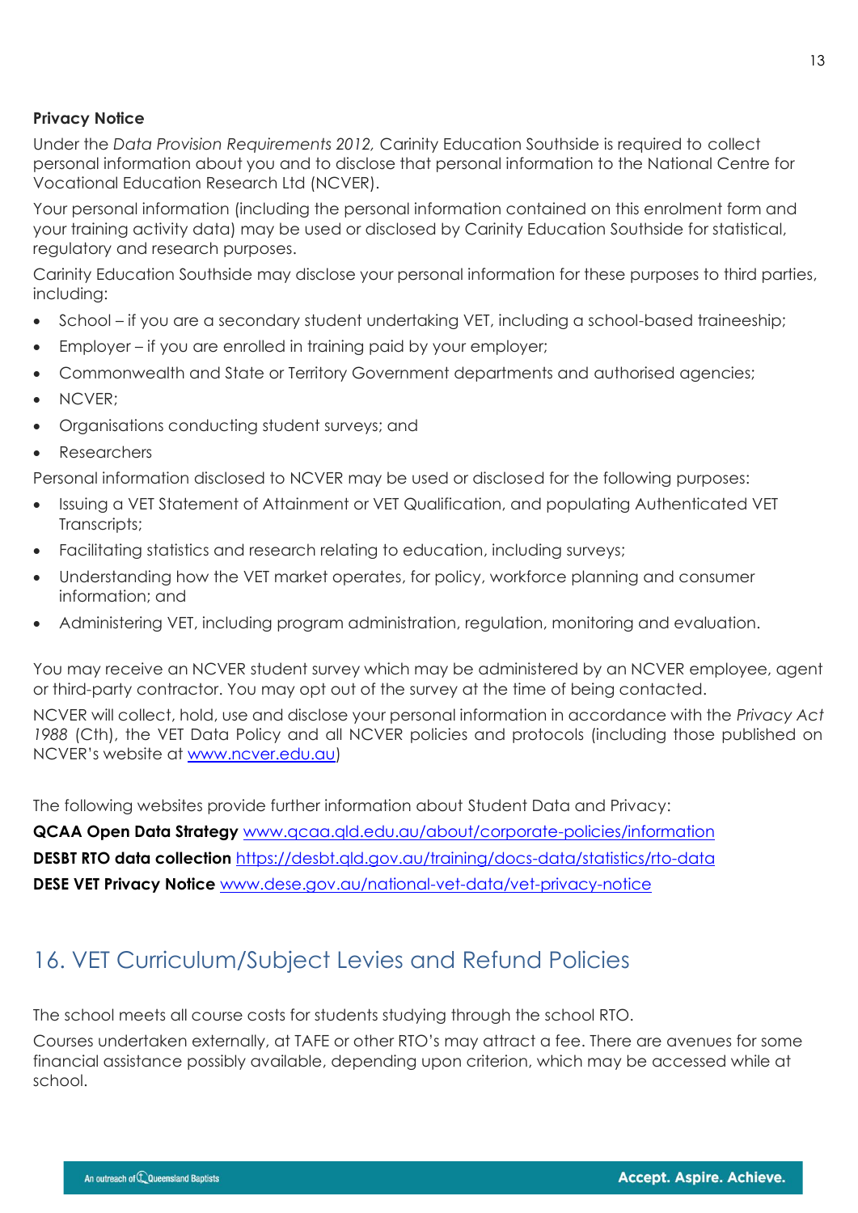**Privacy Notice**

Under the *Data Provision Requirements 2012,* Carinity Education Southside is required to collect personal information about you and to disclose that personal information to the National Centre for Vocational Education Research Ltd (NCVER).

Your personal information (including the personal information contained on this enrolment form and your training activity data) may be used or disclosed by Carinity Education Southside for statistical, regulatory and research purposes.

Carinity Education Southside may disclose your personal information for these purposes to third parties, including:

- School – if you are a secondary student undertaking VET, including a school-based traineeship;
- Employer – if you are enrolled in training paid by your employer;
- Commonwealth and State or Territory Government departments and authorised agencies;
- NCVER;
- Organisations conducting student surveys; and
- Researchers

Personal information disclosed to NCVER may be used or disclosed for the following purposes:

- Issuing a VET Statement of Attainment or VET Qualification, and populating Authenticated VET Transcripts;
- Facilitating statistics and research relating to education, including surveys;
- Understanding how the VET market operates, for policy, workforce planning and consumer information; and
- Administering VET, including program administration, regulation, monitoring and evaluation.

You may receive an NCVER student survey which may be administered by an NCVER employee, agent or third-party contractor. You may opt out of the survey at the time of being contacted.

NCVER will collect, hold, use and disclose your personal information in accordance with the *Privacy Act 1988* (Cth), the VET Data Policy and all NCVER policies and protocols (including those published on NCVER's website at www.ncver.edu.au)

The following websites provide further information about Student Data and Privacy:

**QCAA Open Data Strategy** www.qcaa.qld.edu.au/about/corporate-policies/information

**DESBT RTO data collection** https://desbt.qld.gov.au/training/docs-data/statistics/rto-data

**DESE VET Privacy Notice** www.dese.gov.au/national-vet-data/vet-privacy-notice

## 16. VET Curriculum/Subject Levies and Refund Policies

The school meets all course costs for students studying through the school RTO.

Courses undertaken externally, at TAFE or other RTO's may attract a fee. There are avenues for some financial assistance possibly available, depending upon criterion, which may be accessed while at school.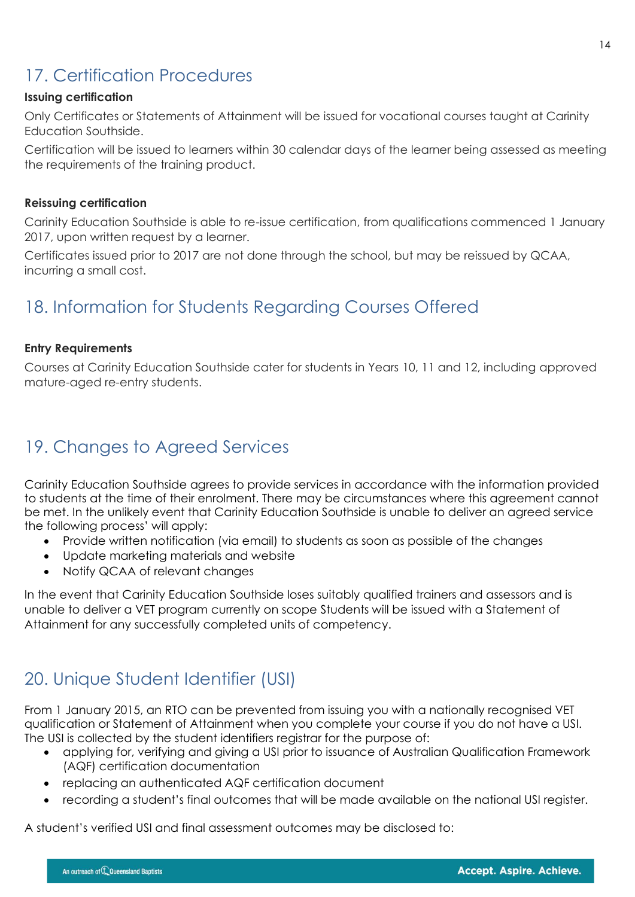## 17. Certification Procedures

**Issuing certification**

Only Certificates or Statements of Attainment will be issued for vocational courses taught at Carinity Education Southside.

Certification will be issued to learners within 30 calendar days of the learner being assessed as meeting the requirements of the training product.

**Reissuing certification**

Carinity Education Southside is able to re-issue certification, from qualifications commenced 1 January 2017, upon written request by a learner.

Certificates issued prior to 2017 are not done through the school, but may be reissued by QCAA, incurring a small cost.

## 18. Information for Students Regarding Courses Offered

**Entry Requirements**

Courses at Carinity Education Southside cater for students in Years 10, 11 and 12, including approved mature-aged re-entry students.

## 19. Changes to Agreed Services

Carinity Education Southside agrees to provide services in accordance with the information provided to students at the time of their enrolment. There may be circumstances where this agreement cannot be met. In the unlikely event that Carinity Education Southside is unable to deliver an agreed service the following process' will apply:

- Provide written notification (via email) to students as soon as possible of the changes
- Update marketing materials and website
- Notify QCAA of relevant changes

In the event that Carinity Education Southside loses suitably qualified trainers and assessors and is unable to deliver a VET program currently on scope Students will be issued with a Statement of Attainment for any successfully completed units of competency.

## 20. Unique Student Identifier (USI)

From 1 January 2015, an RTO can be prevented from issuing you with a nationally recognised VET qualification or Statement of Attainment when you complete your course if you do not have a USI. The USI is collected by the student identifiers registrar for the purpose of:

- applying for, verifying and giving a USI prior to issuance of Australian Qualification Framework (AQF) certification documentation
- replacing an authenticated AQF certification document
- recording a student's final outcomes that will be made available on the national USI register.

A student's verified USI and final assessment outcomes may be disclosed to: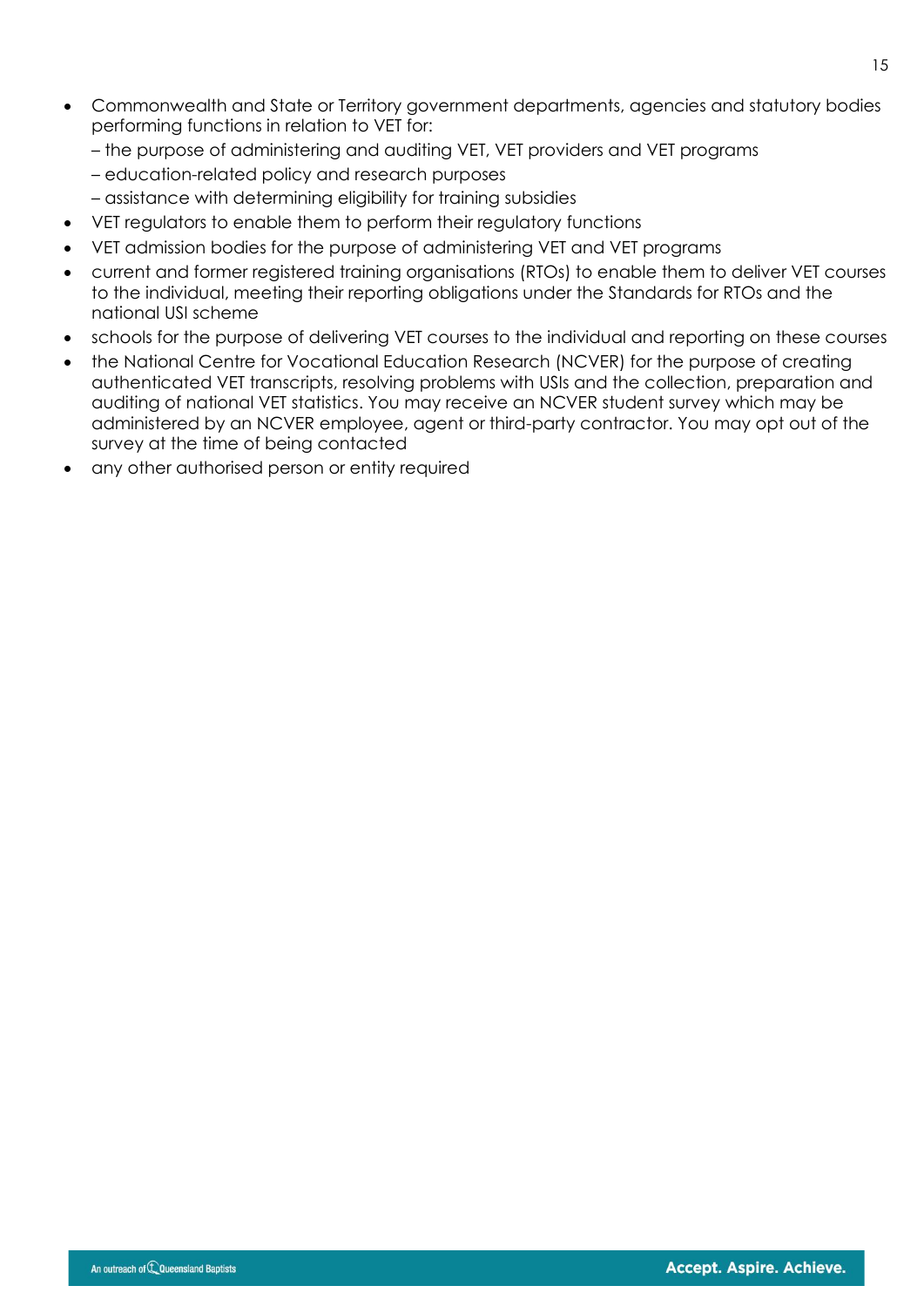- Commonwealth and State or Territory government departments, agencies and statutory bodies performing functions in relation to VET for:
  – the purpose of administering and auditing VET, VET providers and VET programs
  – education-related policy and research purposes
  – assistance with determining eligibility for training subsidies
- VET regulators to enable them to perform their regulatory functions
- VET admission bodies for the purpose of administering VET and VET programs
- current and former registered training organisations (RTOs) to enable them to deliver VET courses to the individual, meeting their reporting obligations under the Standards for RTOs and the national USI scheme
- schools for the purpose of delivering VET courses to the individual and reporting on these courses
- the National Centre for Vocational Education Research (NCVER) for the purpose of creating authenticated VET transcripts, resolving problems with USIs and the collection, preparation and auditing of national VET statistics. You may receive an NCVER student survey which may be administered by an NCVER employee, agent or third-party contractor. You may opt out of the survey at the time of being contacted
- any other authorised person or entity required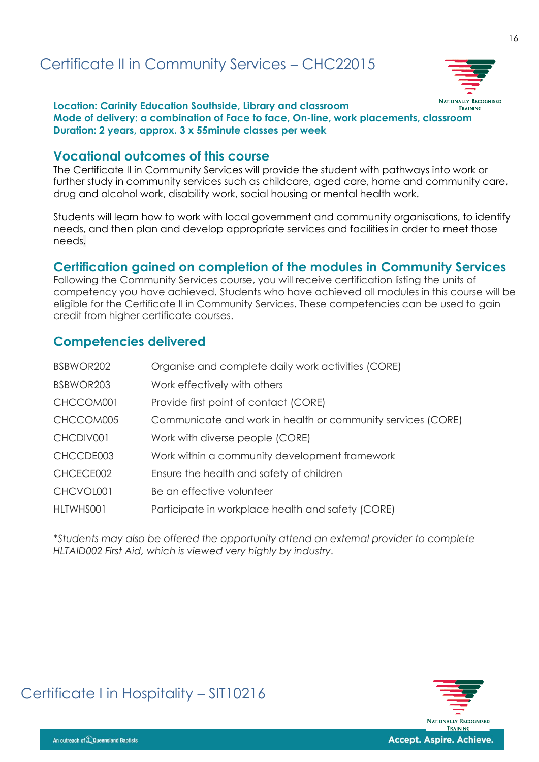# Certificate II in Community Services – CHC22015

**Location: Carinity Education Southside, Library and classroom**
**Mode of delivery: a combination of Face to face, On-line, work placements, classroom**
**Duration: 2 years, approx. 3 x 55minute classes per week**

## Vocational outcomes of this course

The Certificate II in Community Services will provide the student with pathways into work or further study in community services such as childcare, aged care, home and community care, drug and alcohol work, disability work, social housing or mental health work.

Students will learn how to work with local government and community organisations, to identify needs, and then plan and develop appropriate services and facilities in order to meet those needs.

## Certification gained on completion of the modules in Community Services

Following the Community Services course, you will receive certification listing the units of competency you have achieved. Students who have achieved all modules in this course will be eligible for the Certificate II in Community Services. These competencies can be used to gain credit from higher certificate courses.

## Competencies delivered

| Code | Unit |
|---|---|
| BSBWOR202 | Organise and complete daily work activities (CORE) |
| BSBWOR203 | Work effectively with others |
| CHCCOM001 | Provide first point of contact (CORE) |
| CHCCOM005 | Communicate and work in health or community services (CORE) |
| CHCDIV001 | Work with diverse people (CORE) |
| CHCCDE003 | Work within a community development framework |
| CHCECE002 | Ensure the health and safety of children |
| CHCVOL001 | Be an effective volunteer |
| HLTWHS001 | Participate in workplace health and safety (CORE) |

*\*Students may also be offered the opportunity attend an external provider to complete HLTAID002 First Aid, which is viewed very highly by industry.*

# Certificate I in Hospitality – SIT10216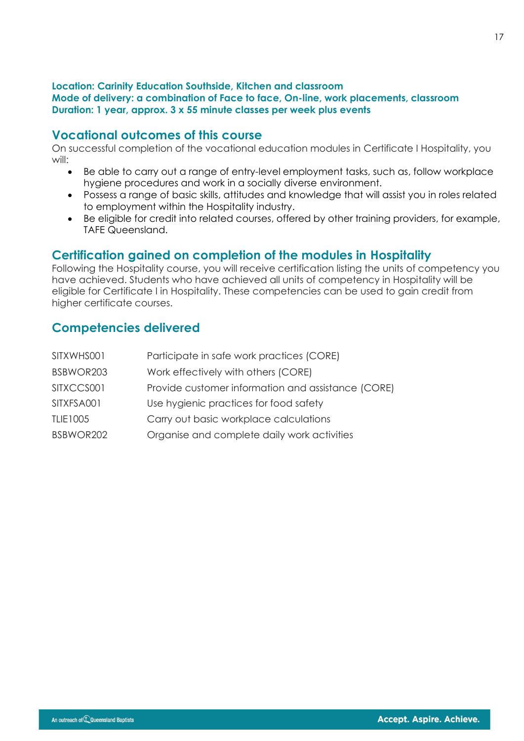**Location: Carinity Education Southside, Kitchen and classroom**
**Mode of delivery: a combination of Face to face, On-line, work placements, classroom**
**Duration: 1 year, approx. 3 x 55 minute classes per week plus events**

## Vocational outcomes of this course

On successful completion of the vocational education modules in Certificate I Hospitality, you will:

- Be able to carry out a range of entry-level employment tasks, such as, follow workplace hygiene procedures and work in a socially diverse environment.
- Possess a range of basic skills, attitudes and knowledge that will assist you in roles related to employment within the Hospitality industry.
- Be eligible for credit into related courses, offered by other training providers, for example, TAFE Queensland.

## Certification gained on completion of the modules in Hospitality

Following the Hospitality course, you will receive certification listing the units of competency you have achieved. Students who have achieved all units of competency in Hospitality will be eligible for Certificate I in Hospitality. These competencies can be used to gain credit from higher certificate courses.

## Competencies delivered

| | |
|---|---|
| SITXWHS001 | Participate in safe work practices (CORE) |
| BSBWOR203 | Work effectively with others (CORE) |
| SITXCCS001 | Provide customer information and assistance (CORE) |
| SITXFSA001 | Use hygienic practices for food safety |
| TLIE1005 | Carry out basic workplace calculations |
| BSBWOR202 | Organise and complete daily work activities |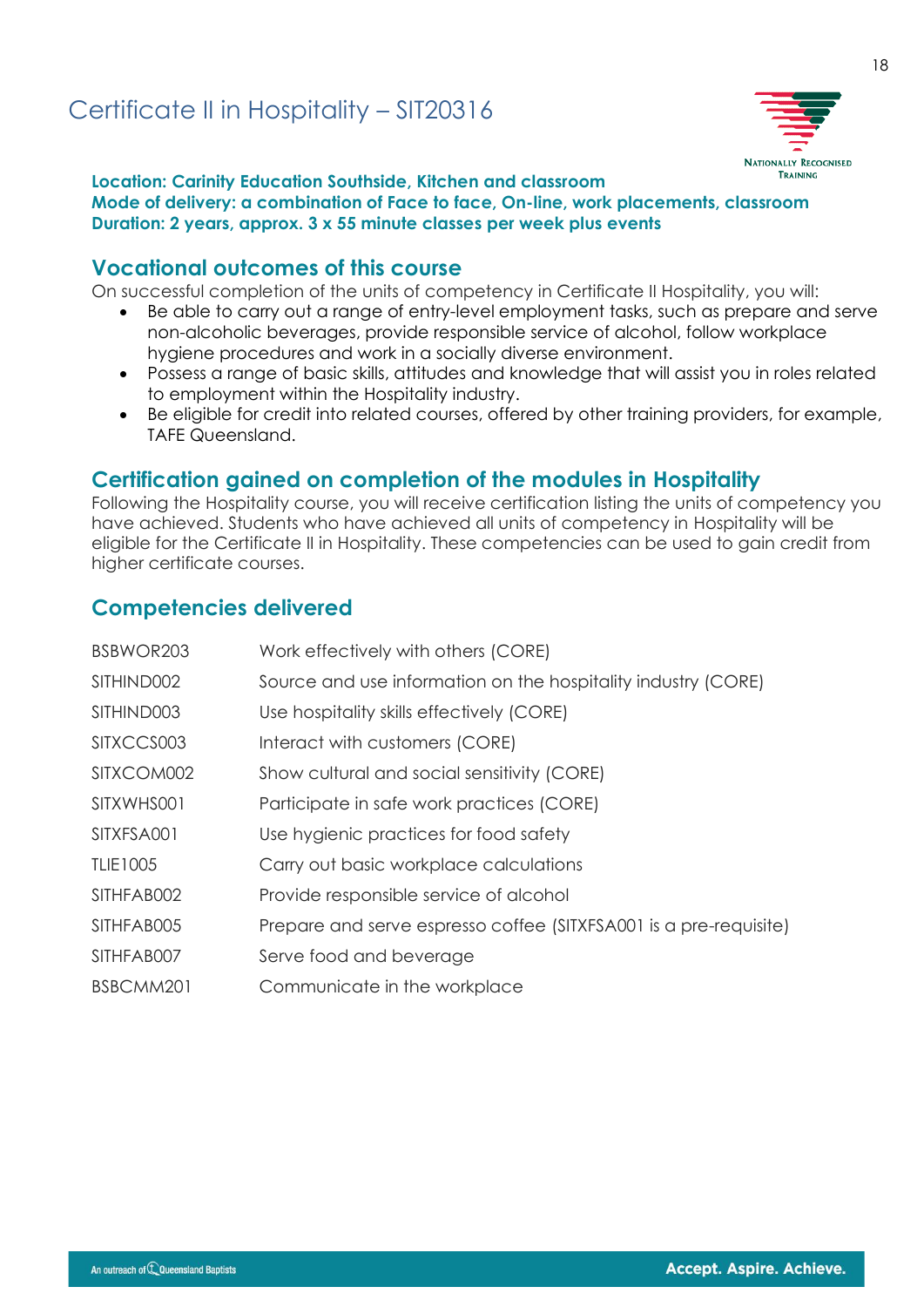# Certificate II in Hospitality – SIT20316

**Location: Carinity Education Southside, Kitchen and classroom**
**Mode of delivery: a combination of Face to face, On-line, work placements, classroom**
**Duration: 2 years, approx. 3 x 55 minute classes per week plus events**

## Vocational outcomes of this course

On successful completion of the units of competency in Certificate II Hospitality, you will:

- Be able to carry out a range of entry-level employment tasks, such as prepare and serve non-alcoholic beverages, provide responsible service of alcohol, follow workplace hygiene procedures and work in a socially diverse environment.
- Possess a range of basic skills, attitudes and knowledge that will assist you in roles related to employment within the Hospitality industry.
- Be eligible for credit into related courses, offered by other training providers, for example, TAFE Queensland.

## Certification gained on completion of the modules in Hospitality

Following the Hospitality course, you will receive certification listing the units of competency you have achieved. Students who have achieved all units of competency in Hospitality will be eligible for the Certificate II in Hospitality. These competencies can be used to gain credit from higher certificate courses.

## Competencies delivered

| | |
|---|---|
| BSBWOR203 | Work effectively with others (CORE) |
| SITHIND002 | Source and use information on the hospitality industry (CORE) |
| SITHIND003 | Use hospitality skills effectively (CORE) |
| SITXCCS003 | Interact with customers (CORE) |
| SITXCOM002 | Show cultural and social sensitivity (CORE) |
| SITXWHS001 | Participate in safe work practices (CORE) |
| SITXFSA001 | Use hygienic practices for food safety |
| TLIE1005 | Carry out basic workplace calculations |
| SITHFAB002 | Provide responsible service of alcohol |
| SITHFAB005 | Prepare and serve espresso coffee (SITXFSA001 is a pre-requisite) |
| SITHFAB007 | Serve food and beverage |
| BSBCMM201 | Communicate in the workplace |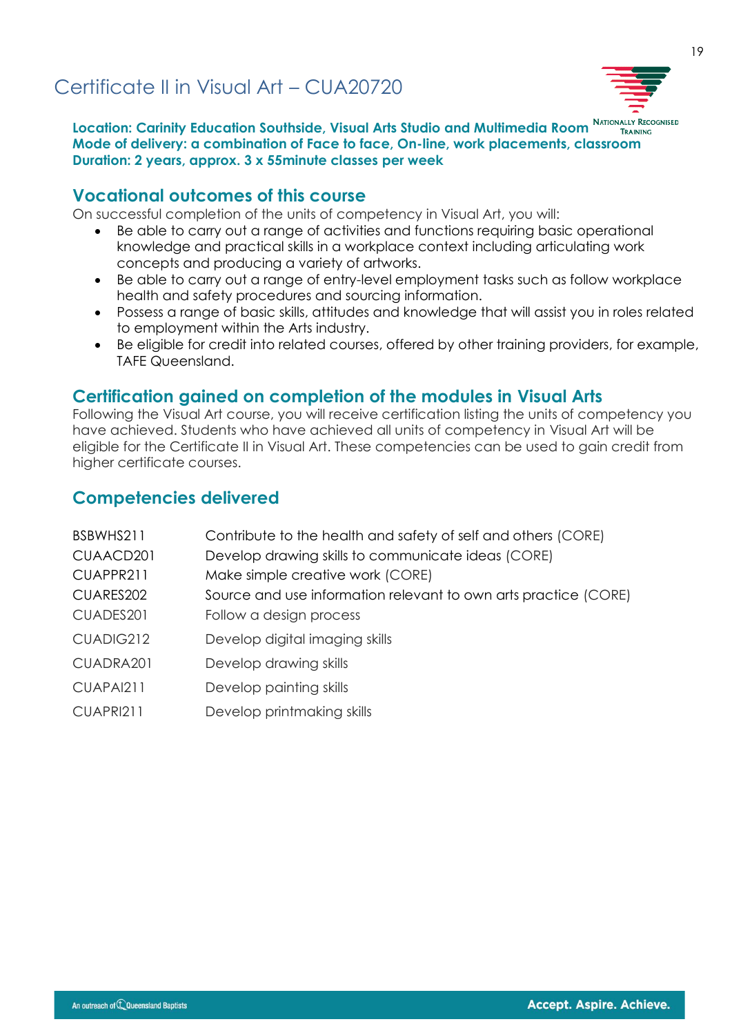# Certificate II in Visual Art – CUA20720

Nationally Recognised Training

**Location: Carinity Education Southside, Visual Arts Studio and Multimedia Room**
**Mode of delivery: a combination of Face to face, On-line, work placements, classroom**
**Duration: 2 years, approx. 3 x 55minute classes per week**

## Vocational outcomes of this course

On successful completion of the units of competency in Visual Art, you will:

- Be able to carry out a range of activities and functions requiring basic operational knowledge and practical skills in a workplace context including articulating work concepts and producing a variety of artworks.
- Be able to carry out a range of entry-level employment tasks such as follow workplace health and safety procedures and sourcing information.
- Possess a range of basic skills, attitudes and knowledge that will assist you in roles related to employment within the Arts industry.
- Be eligible for credit into related courses, offered by other training providers, for example, TAFE Queensland.

## Certification gained on completion of the modules in Visual Arts

Following the Visual Art course, you will receive certification listing the units of competency you have achieved. Students who have achieved all units of competency in Visual Art will be eligible for the Certificate II in Visual Art. These competencies can be used to gain credit from higher certificate courses.

## Competencies delivered

| | |
|---|---|
| BSBWHS211 | Contribute to the health and safety of self and others (CORE) |
| CUAACD201 | Develop drawing skills to communicate ideas (CORE) |
| CUAPPR211 | Make simple creative work (CORE) |
| CUARES202 | Source and use information relevant to own arts practice (CORE) |
| CUADES201 | Follow a design process |
| CUADIG212 | Develop digital imaging skills |
| CUADRA201 | Develop drawing skills |
| CUAPAI211 | Develop painting skills |
| CUAPRI211 | Develop printmaking skills |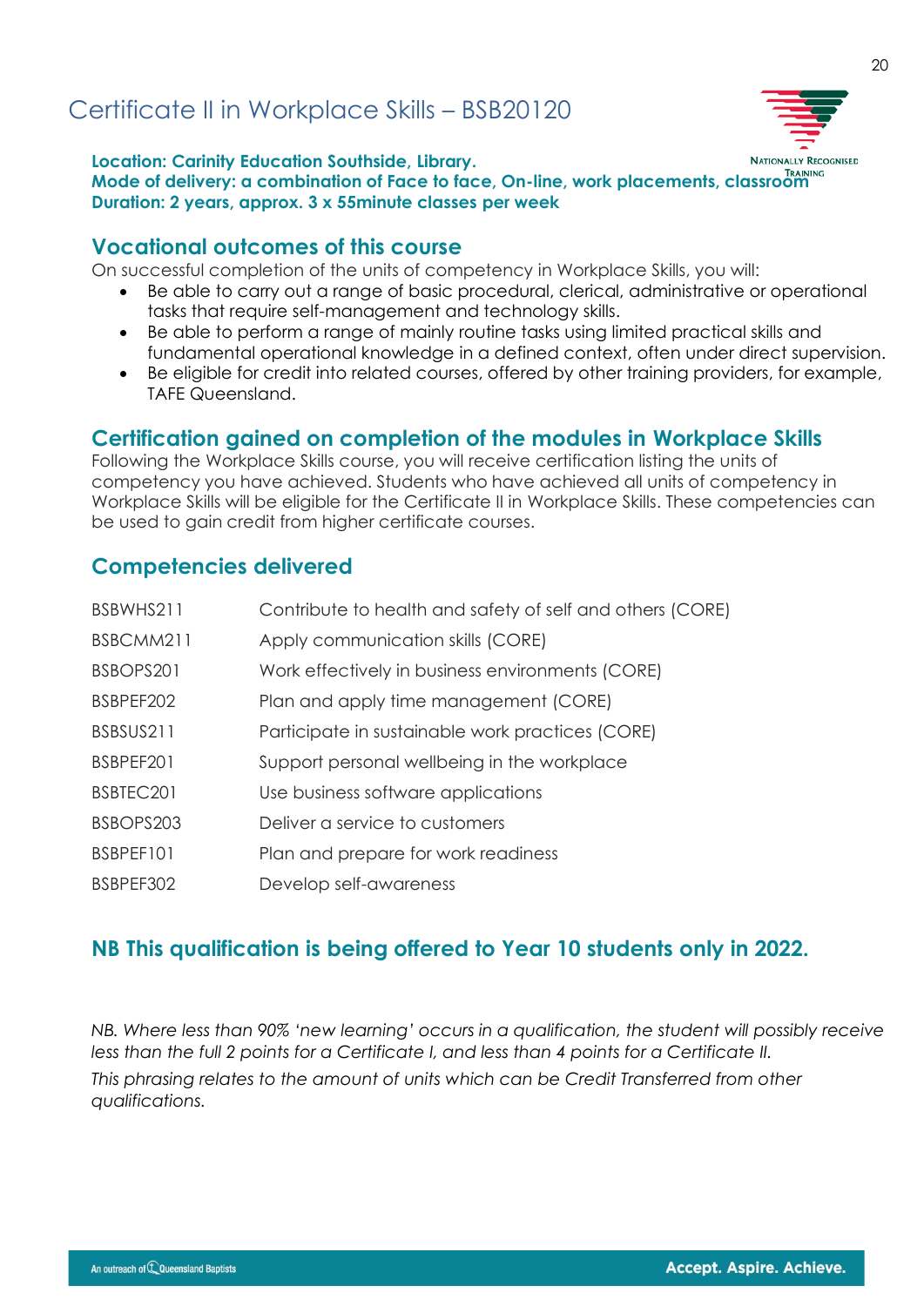# Certificate II in Workplace Skills – BSB20120

**Location: Carinity Education Southside, Library.**
**Mode of delivery: a combination of Face to face, On-line, work placements, classroom**
**Duration: 2 years, approx. 3 x 55minute classes per week**

## Vocational outcomes of this course

On successful completion of the units of competency in Workplace Skills, you will:

- Be able to carry out a range of basic procedural, clerical, administrative or operational tasks that require self-management and technology skills.
- Be able to perform a range of mainly routine tasks using limited practical skills and fundamental operational knowledge in a defined context, often under direct supervision.
- Be eligible for credit into related courses, offered by other training providers, for example, TAFE Queensland.

## Certification gained on completion of the modules in Workplace Skills

Following the Workplace Skills course, you will receive certification listing the units of competency you have achieved. Students who have achieved all units of competency in Workplace Skills will be eligible for the Certificate II in Workplace Skills. These competencies can be used to gain credit from higher certificate courses.

## Competencies delivered

| | |
|---|---|
| BSBWHS211 | Contribute to health and safety of self and others (CORE) |
| BSBCMM211 | Apply communication skills (CORE) |
| BSBOPS201 | Work effectively in business environments (CORE) |
| BSBPEF202 | Plan and apply time management (CORE) |
| BSBSUS211 | Participate in sustainable work practices (CORE) |
| BSBPEF201 | Support personal wellbeing in the workplace |
| BSBTEC201 | Use business software applications |
| BSBOPS203 | Deliver a service to customers |
| BSBPEF101 | Plan and prepare for work readiness |
| BSBPEF302 | Develop self-awareness |

## NB This qualification is being offered to Year 10 students only in 2022.

*NB. Where less than 90% 'new learning' occurs in a qualification, the student will possibly receive less than the full 2 points for a Certificate I, and less than 4 points for a Certificate II.*

*This phrasing relates to the amount of units which can be Credit Transferred from other qualifications.*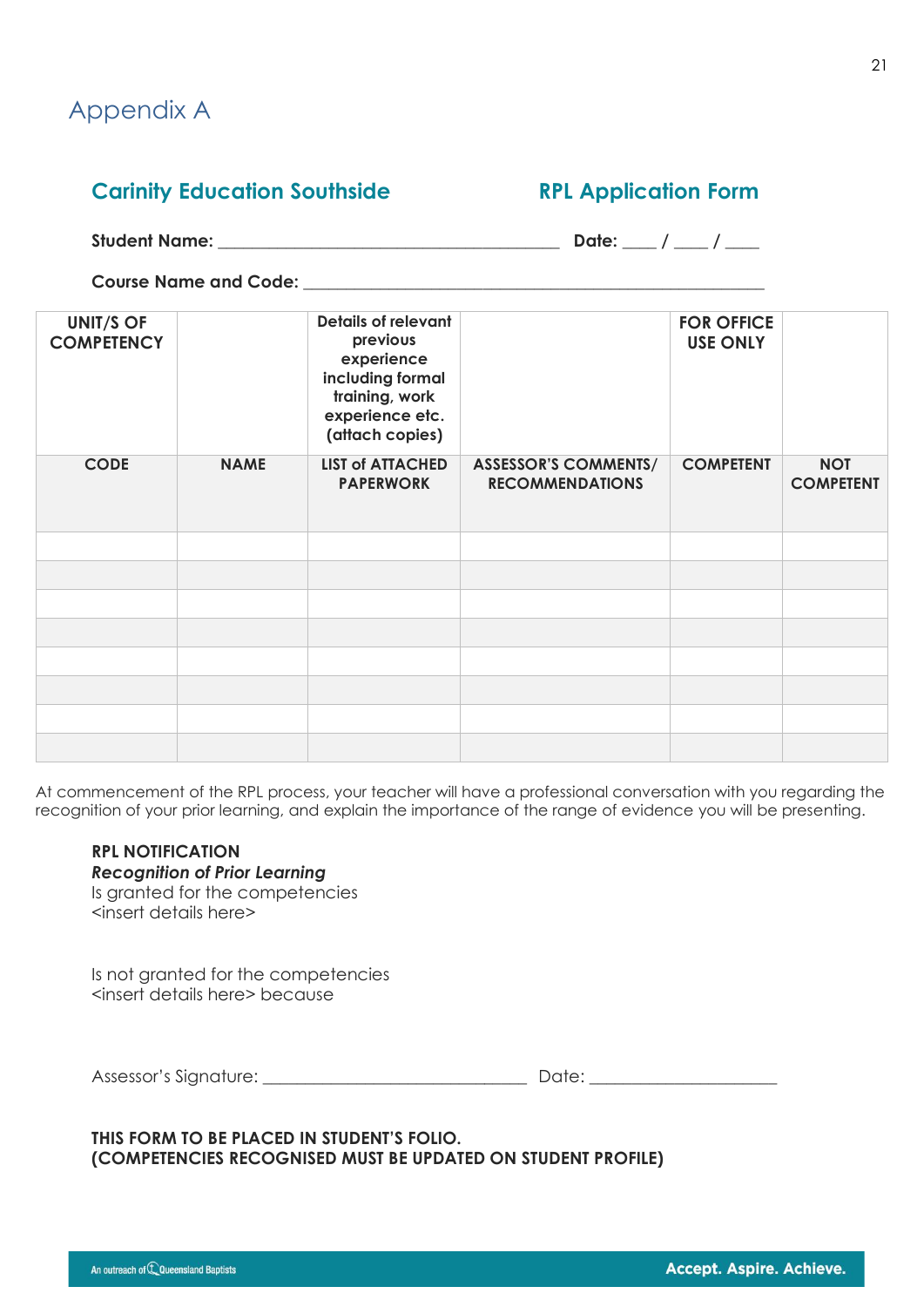# Appendix A

## Carinity Education Southside

## RPL Application Form

**Student Name:** ________________________________________ **Date:** ____ / ____ / ____

**Course Name and Code:** ______________________________________________________

| UNIT/S OF COMPETENCY | | Details of relevant previous experience including formal training, work experience etc. (attach copies) | | FOR OFFICE USE ONLY | |
|---|---|---|---|---|---|
| **CODE** | **NAME** | **LIST of ATTACHED PAPERWORK** | **ASSESSOR'S COMMENTS/ RECOMMENDATIONS** | **COMPETENT** | **NOT COMPETENT** |
| | | | | | |
| | | | | | |
| | | | | | |
| | | | | | |
| | | | | | |
| | | | | | |
| | | | | | |
| | | | | | |

At commencement of the RPL process, your teacher will have a professional conversation with you regarding the recognition of your prior learning, and explain the importance of the range of evidence you will be presenting.

**RPL NOTIFICATION**
***Recognition of Prior Learning***
Is granted for the competencies
<insert details here>

Is not granted for the competencies
<insert details here> because

Assessor's Signature: ______________________________ Date: _____________________

**THIS FORM TO BE PLACED IN STUDENT'S FOLIO.**
**(COMPETENCIES RECOGNISED MUST BE UPDATED ON STUDENT PROFILE)**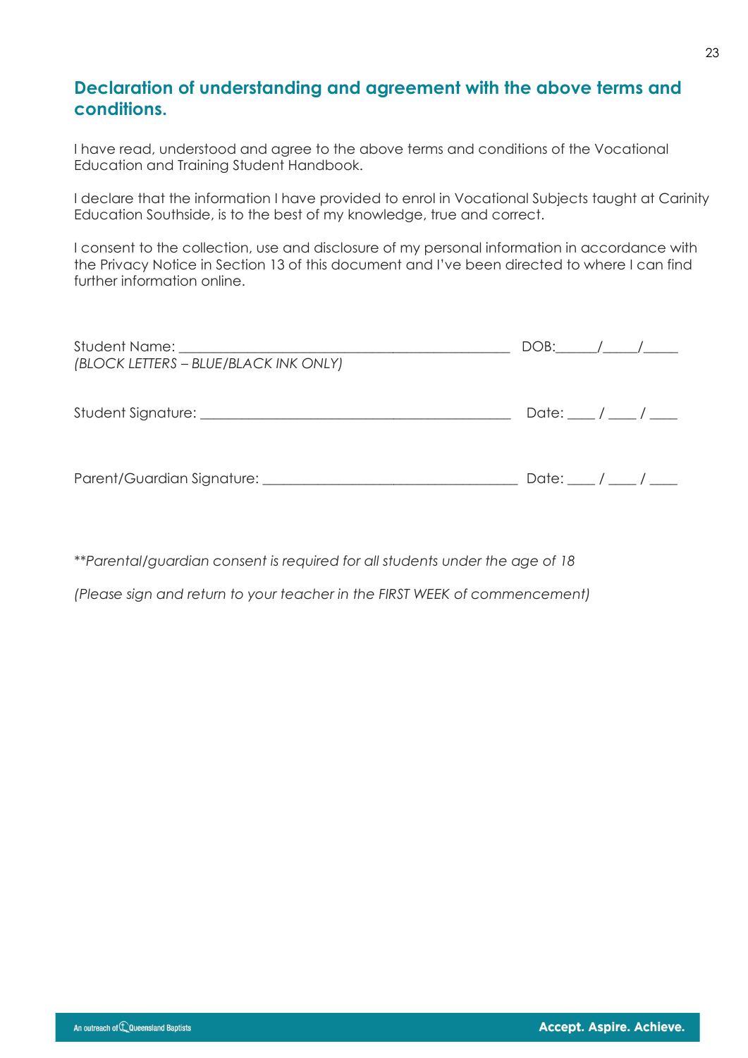## Declaration of understanding and agreement with the above terms and conditions.

I have read, understood and agree to the above terms and conditions of the Vocational Education and Training Student Handbook.

I declare that the information I have provided to enrol in Vocational Subjects taught at Carinity Education Southside, is to the best of my knowledge, true and correct.

I consent to the collection, use and disclosure of my personal information in accordance with the Privacy Notice in Section 13 of this document and I've been directed to where I can find further information online.

Student Name: _______________________________________________ DOB:______/_____/_____
*(BLOCK LETTERS – BLUE/BLACK INK ONLY)*

Student Signature: ____________________________________________ Date: ____ / ____ / ____

Parent/Guardian Signature: ____________________________________ Date: ____ / ____ / ____

*\*\*Parental/guardian consent is required for all students under the age of 18*

*(Please sign and return to your teacher in the FIRST WEEK of commencement)*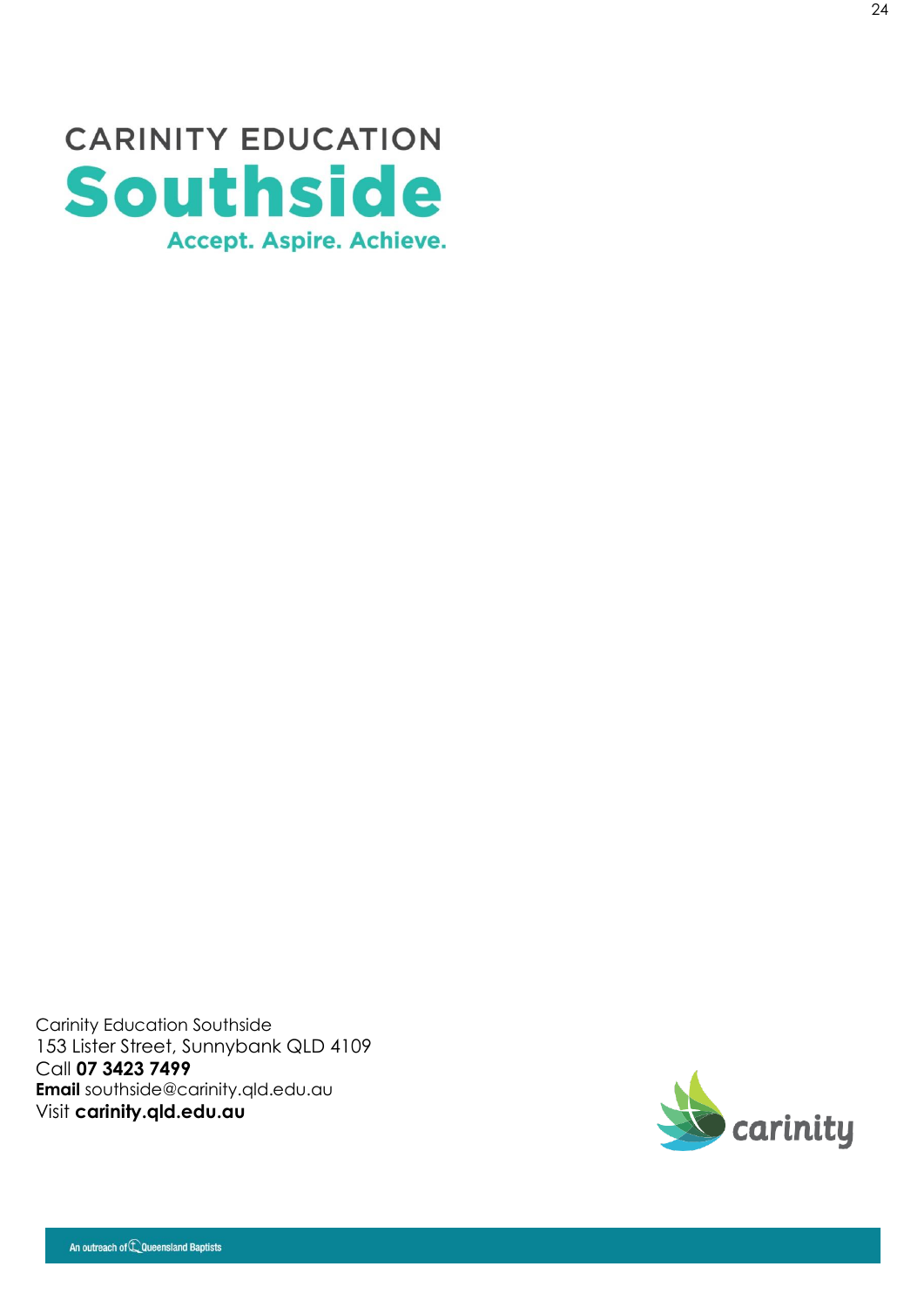CARINITY EDUCATION

# Southside

Accept. Aspire. Achieve.

Carinity Education Southside
153 Lister Street, Sunnybank QLD 4109
Call **07 3423 7499**
**Email** southside@carinity.qld.edu.au
Visit **carinity.qld.edu.au**

carinity

An outreach of Queensland Baptists